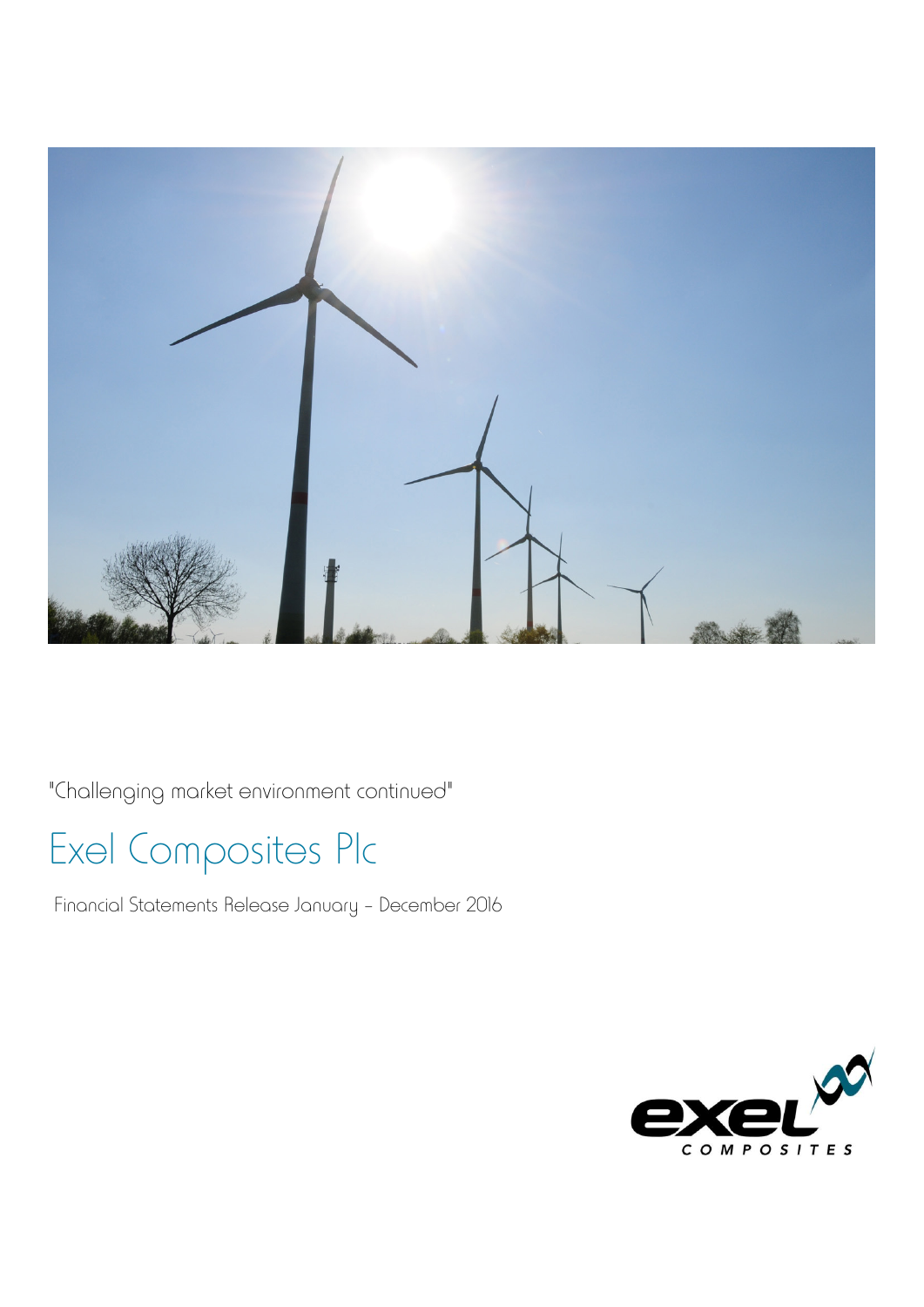"Challenging market environment continued"

# Exel Composites Plc

Financial Statements Release January – December 2016

exel COMPOSITES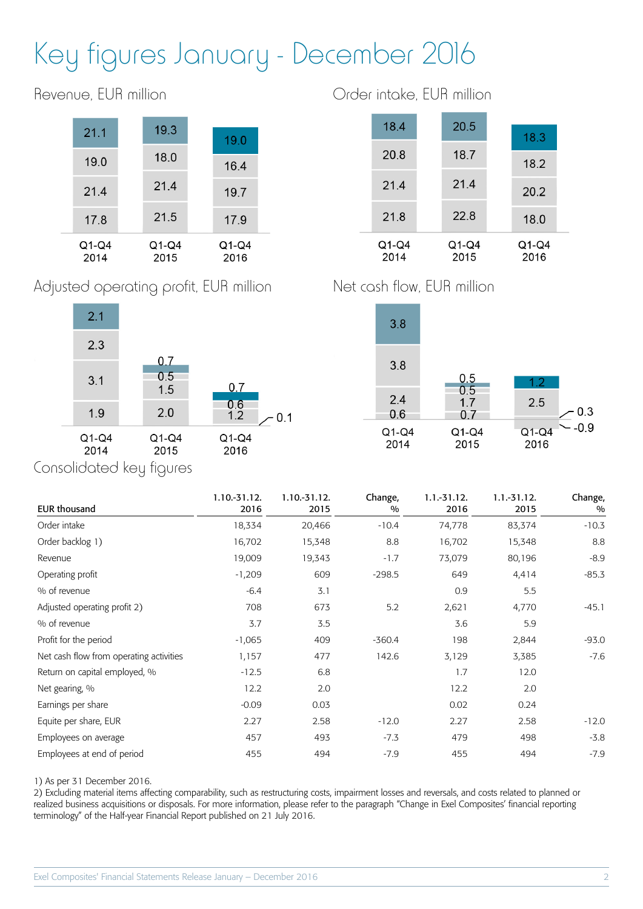# Key figures January - December 2016

## Revenue, EUR million

21.1
19.0
21.4
17.8
Q1-Q4
2014

19.3
18.0
21.4
21.5
Q1-Q4
2015

19.0
16.4
19.7
17.9
Q1-Q4
2016

## Order intake, EUR million

18.4
20.8
21.4
21.8
Q1-Q4
2014

20.5
18.7
21.4
22.8
Q1-Q4
2015

18.3
18.2
20.2
18.0
Q1-Q4
2016

## Adjusted operating profit, EUR million

2.1
2.3
3.1
1.9
Q1-Q4
2014

0.7
0.5
1.5
2.0
Q1-Q4
2015

0.7
0.6
1.2
0.1
Q1-Q4
2016

## Net cash flow, EUR million

3.8
3.8
2.4
0.6
Q1-Q4
2014

0.5
0.5
1.7
0.7
Q1-Q4
2015

1.2
2.5
0.3
-0.9
Q1-Q4
2016

## Consolidated key figures

| EUR thousand | 1.10.-31.12. 2016 | 1.10.-31.12. 2015 | Change, % | 1.1.-31.12. 2016 | 1.1.-31.12. 2015 | Change, % |
|---|---|---|---|---|---|---|
| Order intake | 18,334 | 20,466 | -10.4 | 74,778 | 83,374 | -10.3 |
| Order backlog 1) | 16,702 | 15,348 | 8.8 | 16,702 | 15,348 | 8.8 |
| Revenue | 19,009 | 19,343 | -1.7 | 73,079 | 80,196 | -8.9 |
| Operating profit | -1,209 | 609 | -298.5 | 649 | 4,414 | -85.3 |
| % of revenue | -6.4 | 3.1 | | 0.9 | 5.5 | |
| Adjusted operating profit 2) | 708 | 673 | 5.2 | 2,621 | 4,770 | -45.1 |
| % of revenue | 3.7 | 3.5 | | 3.6 | 5.9 | |
| Profit for the period | -1,065 | 409 | -360.4 | 198 | 2,844 | -93.0 |
| Net cash flow from operating activities | 1,157 | 477 | 142.6 | 3,129 | 3,385 | -7.6 |
| Return on capital employed, % | -12.5 | 6.8 | | 1.7 | 12.0 | |
| Net gearing, % | 12.2 | 2.0 | | 12.2 | 2.0 | |
| Earnings per share | -0.09 | 0.03 | | 0.02 | 0.24 | |
| Equite per share, EUR | 2.27 | 2.58 | -12.0 | 2.27 | 2.58 | -12.0 |
| Employees on average | 457 | 493 | -7.3 | 479 | 498 | -3.8 |
| Employees at end of period | 455 | 494 | -7.9 | 455 | 494 | -7.9 |

1) As per 31 December 2016.
2) Excluding material items affecting comparability, such as restructuring costs, impairment losses and reversals, and costs related to planned or realized business acquisitions or disposals. For more information, please refer to the paragraph "Change in Exel Composites' financial reporting terminology" of the Half-year Financial Report published on 21 July 2016.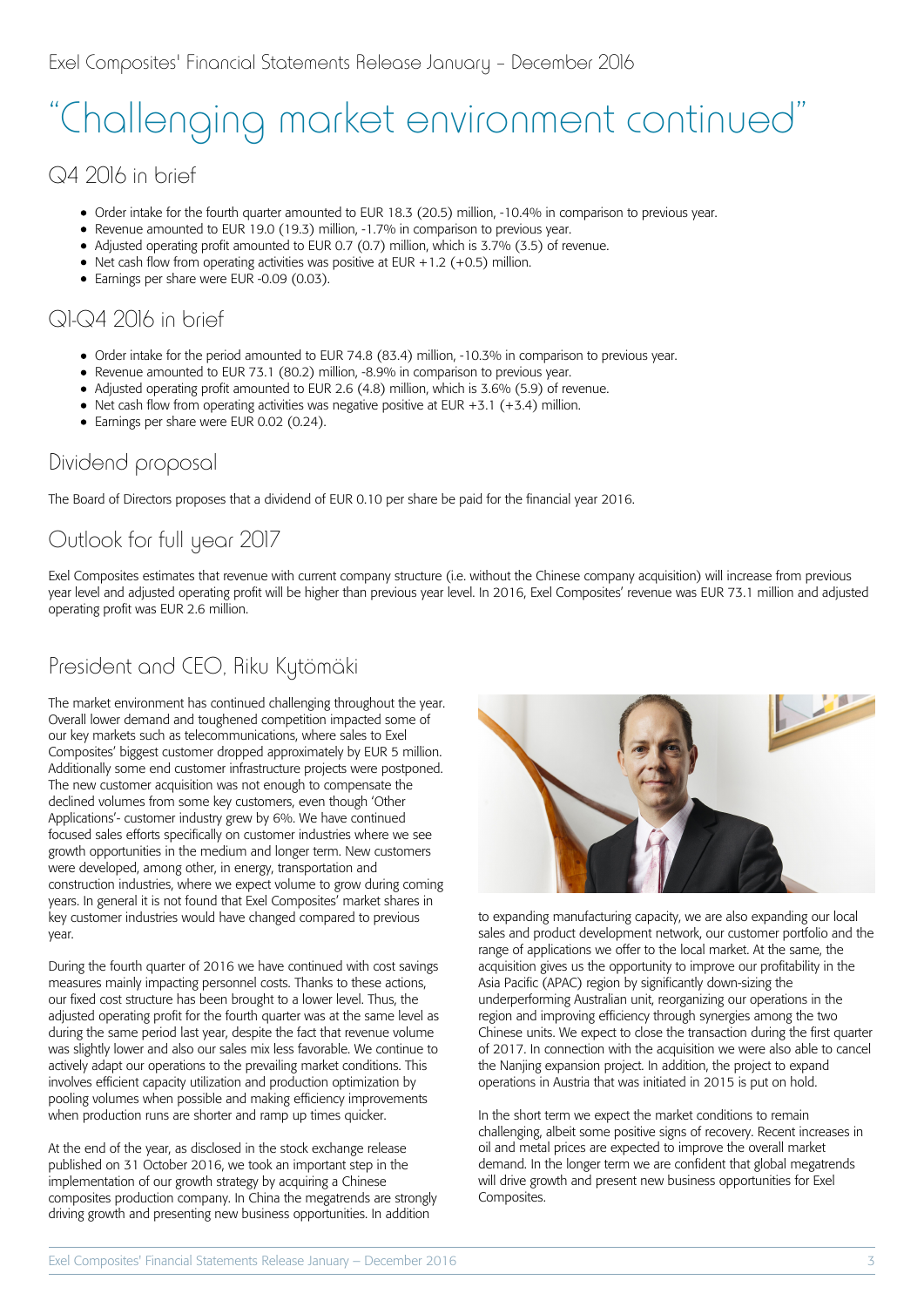Exel Composites' Financial Statements Release January – December 2016

# "Challenging market environment continued"

## Q4 2016 in brief

- Order intake for the fourth quarter amounted to EUR 18.3 (20.5) million, -10.4% in comparison to previous year.
- Revenue amounted to EUR 19.0 (19.3) million, -1.7% in comparison to previous year.
- Adjusted operating profit amounted to EUR 0.7 (0.7) million, which is 3.7% (3.5) of revenue.
- Net cash flow from operating activities was positive at EUR +1.2 (+0.5) million.
- Earnings per share were EUR -0.09 (0.03).

## Q1-Q4 2016 in brief

- Order intake for the period amounted to EUR 74.8 (83.4) million, -10.3% in comparison to previous year.
- Revenue amounted to EUR 73.1 (80.2) million, -8.9% in comparison to previous year.
- Adjusted operating profit amounted to EUR 2.6 (4.8) million, which is 3.6% (5.9) of revenue.
- Net cash flow from operating activities was negative positive at EUR +3.1 (+3.4) million.
- Earnings per share were EUR 0.02 (0.24).

## Dividend proposal

The Board of Directors proposes that a dividend of EUR 0.10 per share be paid for the financial year 2016.

## Outlook for full year 2017

Exel Composites estimates that revenue with current company structure (i.e. without the Chinese company acquisition) will increase from previous year level and adjusted operating profit will be higher than previous year level. In 2016, Exel Composites' revenue was EUR 73.1 million and adjusted operating profit was EUR 2.6 million.

## President and CEO, Riku Kytömäki

The market environment has continued challenging throughout the year. Overall lower demand and toughened competition impacted some of our key markets such as telecommunications, where sales to Exel Composites' biggest customer dropped approximately by EUR 5 million. Additionally some end customer infrastructure projects were postponed. The new customer acquisition was not enough to compensate the declined volumes from some key customers, even though 'Other Applications'- customer industry grew by 6%. We have continued focused sales efforts specifically on customer industries where we see growth opportunities in the medium and longer term. New customers were developed, among other, in energy, transportation and construction industries, where we expect volume to grow during coming years. In general it is not found that Exel Composites' market shares in key customer industries would have changed compared to previous year.

During the fourth quarter of 2016 we have continued with cost savings measures mainly impacting personnel costs. Thanks to these actions, our fixed cost structure has been brought to a lower level. Thus, the adjusted operating profit for the fourth quarter was at the same level as during the same period last year, despite the fact that revenue volume was slightly lower and also our sales mix less favorable. We continue to actively adapt our operations to the prevailing market conditions. This involves efficient capacity utilization and production optimization by pooling volumes when possible and making efficiency improvements when production runs are shorter and ramp up times quicker.

At the end of the year, as disclosed in the stock exchange release published on 31 October 2016, we took an important step in the implementation of our growth strategy by acquiring a Chinese composites production company. In China the megatrends are strongly driving growth and presenting new business opportunities. In addition to expanding manufacturing capacity, we are also expanding our local sales and product development network, our customer portfolio and the range of applications we offer to the local market. At the same, the acquisition gives us the opportunity to improve our profitability in the Asia Pacific (APAC) region by significantly down-sizing the underperforming Australian unit, reorganizing our operations in the region and improving efficiency through synergies among the two Chinese units. We expect to close the transaction during the first quarter of 2017. In connection with the acquisition we were also able to cancel the Nanjing expansion project. In addition, the project to expand operations in Austria that was initiated in 2015 is put on hold.

In the short term we expect the market conditions to remain challenging, albeit some positive signs of recovery. Recent increases in oil and metal prices are expected to improve the overall market demand. In the longer term we are confident that global megatrends will drive growth and present new business opportunities for Exel Composites.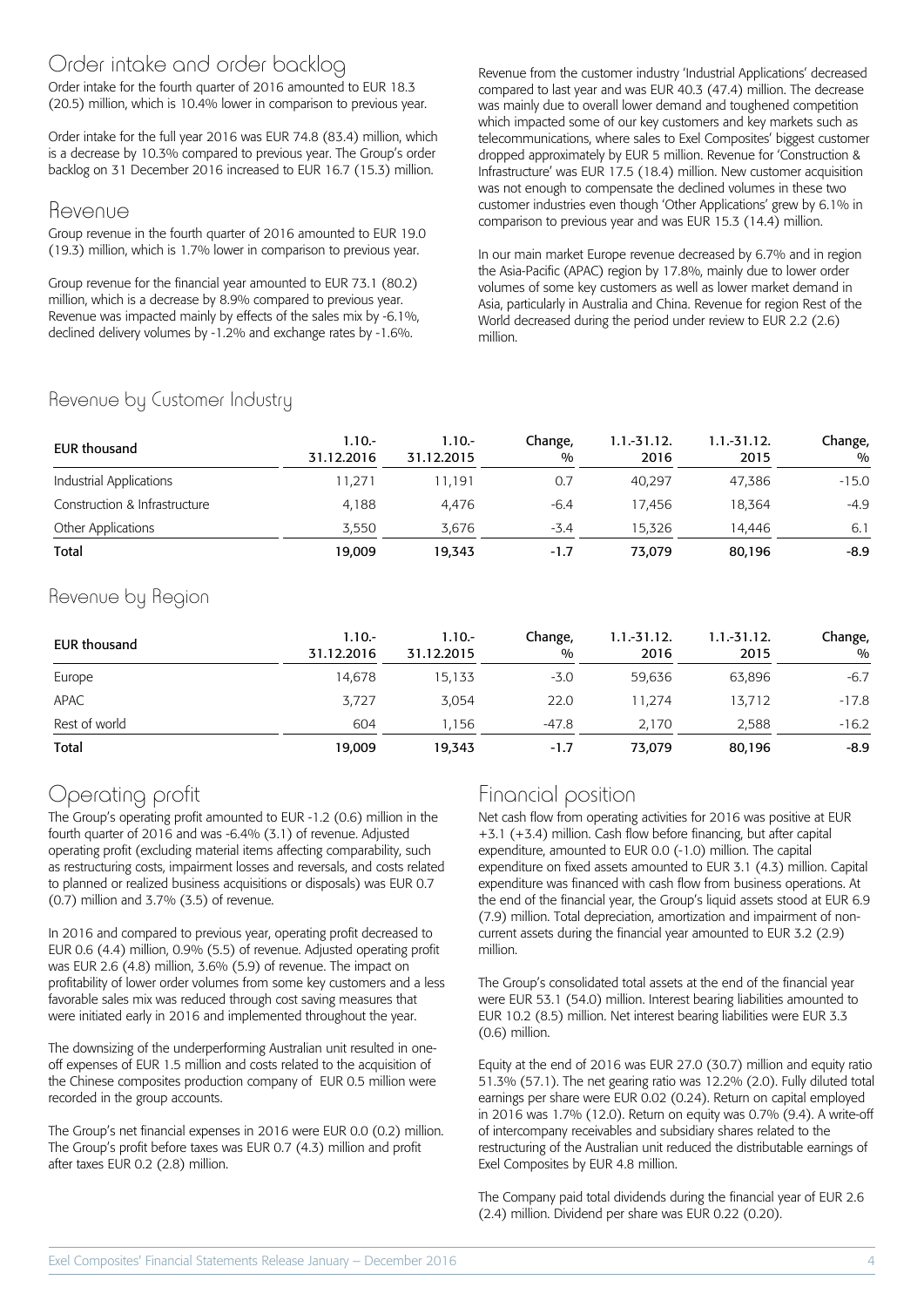## Order intake and order backlog

Order intake for the fourth quarter of 2016 amounted to EUR 18.3 (20.5) million, which is 10.4% lower in comparison to previous year.

Order intake for the full year 2016 was EUR 74.8 (83.4) million, which is a decrease by 10.3% compared to previous year. The Group's order backlog on 31 December 2016 increased to EUR 16.7 (15.3) million.

## Revenue

Group revenue in the fourth quarter of 2016 amounted to EUR 19.0 (19.3) million, which is 1.7% lower in comparison to previous year.

Group revenue for the financial year amounted to EUR 73.1 (80.2) million, which is a decrease by 8.9% compared to previous year. Revenue was impacted mainly by effects of the sales mix by -6.1%, declined delivery volumes by -1.2% and exchange rates by -1.6%.

Revenue from the customer industry 'Industrial Applications' decreased compared to last year and was EUR 40.3 (47.4) million. The decrease was mainly due to overall lower demand and toughened competition which impacted some of our key customers and key markets such as telecommunications, where sales to Exel Composites' biggest customer dropped approximately by EUR 5 million. Revenue for 'Construction & Infrastructure' was EUR 17.5 (18.4) million. New customer acquisition was not enough to compensate the declined volumes in these two customer industries even though 'Other Applications' grew by 6.1% in comparison to previous year and was EUR 15.3 (14.4) million.

In our main market Europe revenue decreased by 6.7% and in region the Asia-Pacific (APAC) region by 17.8%, mainly due to lower order volumes of some key customers as well as lower market demand in Asia, particularly in Australia and China. Revenue for region Rest of the World decreased during the period under review to EUR 2.2 (2.6) million.

## Revenue by Customer Industry

| EUR thousand | 1.10.-31.12.2016 | 1.10.-31.12.2015 | Change, % | 1.1.-31.12.2016 | 1.1.-31.12.2015 | Change, % |
|---|---|---|---|---|---|---|
| Industrial Applications | 11,271 | 11,191 | 0.7 | 40,297 | 47,386 | -15.0 |
| Construction & Infrastructure | 4,188 | 4,476 | -6.4 | 17,456 | 18,364 | -4.9 |
| Other Applications | 3,550 | 3,676 | -3.4 | 15,326 | 14,446 | 6.1 |
| **Total** | **19,009** | **19,343** | **-1.7** | **73,079** | **80,196** | **-8.9** |

## Revenue by Region

| EUR thousand | 1.10.-31.12.2016 | 1.10.-31.12.2015 | Change, % | 1.1.-31.12.2016 | 1.1.-31.12.2015 | Change, % |
|---|---|---|---|---|---|---|
| Europe | 14,678 | 15,133 | -3.0 | 59,636 | 63,896 | -6.7 |
| APAC | 3,727 | 3,054 | 22.0 | 11,274 | 13,712 | -17.8 |
| Rest of world | 604 | 1,156 | -47.8 | 2,170 | 2,588 | -16.2 |
| **Total** | **19,009** | **19,343** | **-1.7** | **73,079** | **80,196** | **-8.9** |

## Operating profit

The Group's operating profit amounted to EUR -1.2 (0.6) million in the fourth quarter of 2016 and was -6.4% (3.1) of revenue. Adjusted operating profit (excluding material items affecting comparability, such as restructuring costs, impairment losses and reversals, and costs related to planned or realized business acquisitions or disposals) was EUR 0.7 (0.7) million and 3.7% (3.5) of revenue.

In 2016 and compared to previous year, operating profit decreased to EUR 0.6 (4.4) million, 0.9% (5.5) of revenue. Adjusted operating profit was EUR 2.6 (4.8) million, 3.6% (5.9) of revenue. The impact on profitability of lower order volumes from some key customers and a less favorable sales mix was reduced through cost saving measures that were initiated early in 2016 and implemented throughout the year.

The downsizing of the underperforming Australian unit resulted in one-off expenses of EUR 1.5 million and costs related to the acquisition of the Chinese composites production company of EUR 0.5 million were recorded in the group accounts.

The Group's net financial expenses in 2016 were EUR 0.0 (0.2) million. The Group's profit before taxes was EUR 0.7 (4.3) million and profit after taxes EUR 0.2 (2.8) million.

## Financial position

Net cash flow from operating activities for 2016 was positive at EUR +3.1 (+3.4) million. Cash flow before financing, but after capital expenditure, amounted to EUR 0.0 (-1.0) million. The capital expenditure on fixed assets amounted to EUR 3.1 (4.3) million. Capital expenditure was financed with cash flow from business operations. At the end of the financial year, the Group's liquid assets stood at EUR 6.9 (7.9) million. Total depreciation, amortization and impairment of non-current assets during the financial year amounted to EUR 3.2 (2.9) million.

The Group's consolidated total assets at the end of the financial year were EUR 53.1 (54.0) million. Interest bearing liabilities amounted to EUR 10.2 (8.5) million. Net interest bearing liabilities were EUR 3.3 (0.6) million.

Equity at the end of 2016 was EUR 27.0 (30.7) million and equity ratio 51.3% (57.1). The net gearing ratio was 12.2% (2.0). Fully diluted total earnings per share were EUR 0.02 (0.24). Return on capital employed in 2016 was 1.7% (12.0). Return on equity was 0.7% (9.4). A write-off of intercompany receivables and subsidiary shares related to the restructuring of the Australian unit reduced the distributable earnings of Exel Composites by EUR 4.8 million.

The Company paid total dividends during the financial year of EUR 2.6 (2.4) million. Dividend per share was EUR 0.22 (0.20).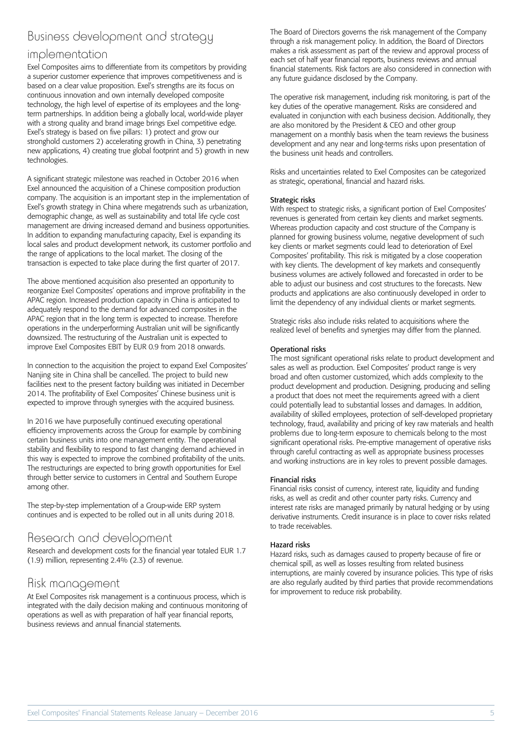## Business development and strategy implementation

Exel Composites aims to differentiate from its competitors by providing a superior customer experience that improves competitiveness and is based on a clear value proposition. Exel's strengths are its focus on continuous innovation and own internally developed composite technology, the high level of expertise of its employees and the long-term partnerships. In addition being a globally local, world-wide player with a strong quality and brand image brings Exel competitive edge. Exel's strategy is based on five pillars: 1) protect and grow our stronghold customers 2) accelerating growth in China, 3) penetrating new applications, 4) creating true global footprint and 5) growth in new technologies.

A significant strategic milestone was reached in October 2016 when Exel announced the acquisition of a Chinese composition production company. The acquisition is an important step in the implementation of Exel's growth strategy in China where megatrends such as urbanization, demographic change, as well as sustainability and total life cycle cost management are driving increased demand and business opportunities. In addition to expanding manufacturing capacity, Exel is expanding its local sales and product development network, its customer portfolio and the range of applications to the local market. The closing of the transaction is expected to take place during the first quarter of 2017.

The above mentioned acquisition also presented an opportunity to reorganize Exel Composites' operations and improve profitability in the APAC region. Increased production capacity in China is anticipated to adequately respond to the demand for advanced composites in the APAC region that in the long term is expected to increase. Therefore operations in the underperforming Australian unit will be significantly downsized. The restructuring of the Australian unit is expected to improve Exel Composites EBIT by EUR 0.9 from 2018 onwards.

In connection to the acquisition the project to expand Exel Composites' Nanjing site in China shall be cancelled. The project to build new facilities next to the present factory building was initiated in December 2014. The profitability of Exel Composites' Chinese business unit is expected to improve through synergies with the acquired business.

In 2016 we have purposefully continued executing operational efficiency improvements across the Group for example by combining certain business units into one management entity. The operational stability and flexibility to respond to fast changing demand achieved in this way is expected to improve the combined profitability of the units. The restructurings are expected to bring growth opportunities for Exel through better service to customers in Central and Southern Europe among other.

The step-by-step implementation of a Group-wide ERP system continues and is expected to be rolled out in all units during 2018.

## Research and development

Research and development costs for the financial year totaled EUR 1.7 (1.9) million, representing 2.4% (2.3) of revenue.

## Risk management

At Exel Composites risk management is a continuous process, which is integrated with the daily decision making and continuous monitoring of operations as well as with preparation of half year financial reports, business reviews and annual financial statements.

The Board of Directors governs the risk management of the Company through a risk management policy. In addition, the Board of Directors makes a risk assessment as part of the review and approval process of each set of half year financial reports, business reviews and annual financial statements. Risk factors are also considered in connection with any future guidance disclosed by the Company.

The operative risk management, including risk monitoring, is part of the key duties of the operative management. Risks are considered and evaluated in conjunction with each business decision. Additionally, they are also monitored by the President & CEO and other group management on a monthly basis when the team reviews the business development and any near and long-terms risks upon presentation of the business unit heads and controllers.

Risks and uncertainties related to Exel Composites can be categorized as strategic, operational, financial and hazard risks.

### Strategic risks

With respect to strategic risks, a significant portion of Exel Composites' revenues is generated from certain key clients and market segments. Whereas production capacity and cost structure of the Company is planned for growing business volume, negative development of such key clients or market segments could lead to deterioration of Exel Composites' profitability. This risk is mitigated by a close cooperation with key clients. The development of key markets and consequently business volumes are actively followed and forecasted in order to be able to adjust our business and cost structures to the forecasts. New products and applications are also continuously developed in order to limit the dependency of any individual clients or market segments.

Strategic risks also include risks related to acquisitions where the realized level of benefits and synergies may differ from the planned.

### Operational risks

The most significant operational risks relate to product development and sales as well as production. Exel Composites' product range is very broad and often customer customized, which adds complexity to the product development and production. Designing, producing and selling a product that does not meet the requirements agreed with a client could potentially lead to substantial losses and damages. In addition, availability of skilled employees, protection of self-developed proprietary technology, fraud, availability and pricing of key raw materials and health problems due to long-term exposure to chemicals belong to the most significant operational risks. Pre-emptive management of operative risks through careful contracting as well as appropriate business processes and working instructions are in key roles to prevent possible damages.

### Financial risks

Financial risks consist of currency, interest rate, liquidity and funding risks, as well as credit and other counter party risks. Currency and interest rate risks are managed primarily by natural hedging or by using derivative instruments. Credit insurance is in place to cover risks related to trade receivables.

### Hazard risks

Hazard risks, such as damages caused to property because of fire or chemical spill, as well as losses resulting from related business interruptions, are mainly covered by insurance policies. This type of risks are also regularly audited by third parties that provide recommendations for improvement to reduce risk probability.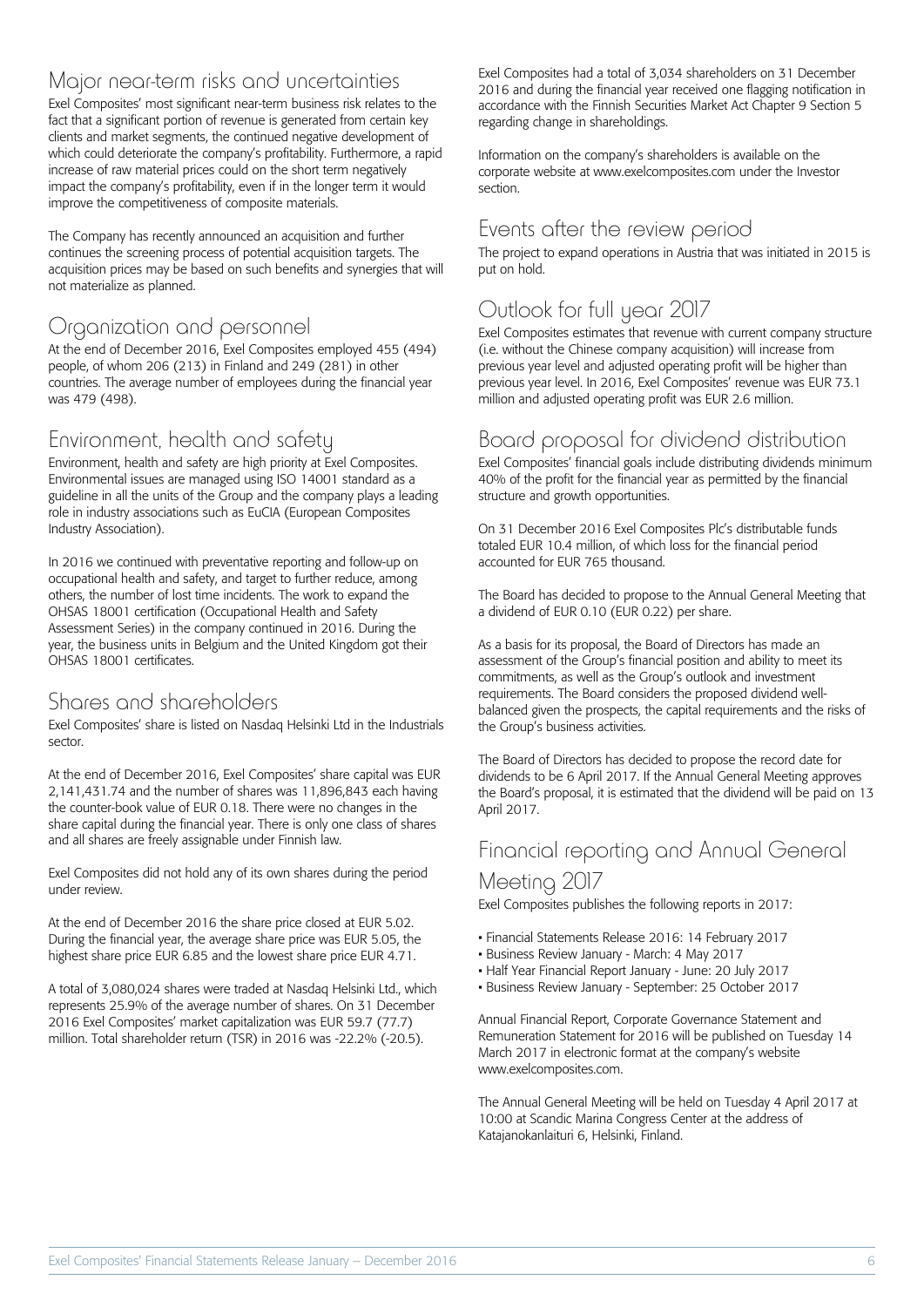## Major near-term risks and uncertainties

Exel Composites' most significant near-term business risk relates to the fact that a significant portion of revenue is generated from certain key clients and market segments, the continued negative development of which could deteriorate the company's profitability. Furthermore, a rapid increase of raw material prices could on the short term negatively impact the company's profitability, even if in the longer term it would improve the competitiveness of composite materials.

The Company has recently announced an acquisition and further continues the screening process of potential acquisition targets. The acquisition prices may be based on such benefits and synergies that will not materialize as planned.

## Organization and personnel

At the end of December 2016, Exel Composites employed 455 (494) people, of whom 206 (213) in Finland and 249 (281) in other countries. The average number of employees during the financial year was 479 (498).

## Environment, health and safety

Environment, health and safety are high priority at Exel Composites. Environmental issues are managed using ISO 14001 standard as a guideline in all the units of the Group and the company plays a leading role in industry associations such as EuCIA (European Composites Industry Association).

In 2016 we continued with preventative reporting and follow-up on occupational health and safety, and target to further reduce, among others, the number of lost time incidents. The work to expand the OHSAS 18001 certification (Occupational Health and Safety Assessment Series) in the company continued in 2016. During the year, the business units in Belgium and the United Kingdom got their OHSAS 18001 certificates.

## Shares and shareholders

Exel Composites' share is listed on Nasdaq Helsinki Ltd in the Industrials sector.

At the end of December 2016, Exel Composites' share capital was EUR 2,141,431.74 and the number of shares was 11,896,843 each having the counter-book value of EUR 0.18. There were no changes in the share capital during the financial year. There is only one class of shares and all shares are freely assignable under Finnish law.

Exel Composites did not hold any of its own shares during the period under review.

At the end of December 2016 the share price closed at EUR 5.02. During the financial year, the average share price was EUR 5.05, the highest share price EUR 6.85 and the lowest share price EUR 4.71.

A total of 3,080,024 shares were traded at Nasdaq Helsinki Ltd., which represents 25.9% of the average number of shares. On 31 December 2016 Exel Composites' market capitalization was EUR 59.7 (77.7) million. Total shareholder return (TSR) in 2016 was -22.2% (-20.5).

Exel Composites had a total of 3,034 shareholders on 31 December 2016 and during the financial year received one flagging notification in accordance with the Finnish Securities Market Act Chapter 9 Section 5 regarding change in shareholdings.

Information on the company's shareholders is available on the corporate website at www.exelcomposites.com under the Investor section.

## Events after the review period

The project to expand operations in Austria that was initiated in 2015 is put on hold.

## Outlook for full year 2017

Exel Composites estimates that revenue with current company structure (i.e. without the Chinese company acquisition) will increase from previous year level and adjusted operating profit will be higher than previous year level. In 2016, Exel Composites' revenue was EUR 73.1 million and adjusted operating profit was EUR 2.6 million.

## Board proposal for dividend distribution

Exel Composites' financial goals include distributing dividends minimum 40% of the profit for the financial year as permitted by the financial structure and growth opportunities.

On 31 December 2016 Exel Composites Plc's distributable funds totaled EUR 10.4 million, of which loss for the financial period accounted for EUR 765 thousand.

The Board has decided to propose to the Annual General Meeting that a dividend of EUR 0.10 (EUR 0.22) per share.

As a basis for its proposal, the Board of Directors has made an assessment of the Group's financial position and ability to meet its commitments, as well as the Group's outlook and investment requirements. The Board considers the proposed dividend well-balanced given the prospects, the capital requirements and the risks of the Group's business activities.

The Board of Directors has decided to propose the record date for dividends to be 6 April 2017. If the Annual General Meeting approves the Board's proposal, it is estimated that the dividend will be paid on 13 April 2017.

## Financial reporting and Annual General Meeting 2017

Exel Composites publishes the following reports in 2017:

- Financial Statements Release 2016: 14 February 2017
- Business Review January - March: 4 May 2017
- Half Year Financial Report January - June: 20 July 2017
- Business Review January - September: 25 October 2017

Annual Financial Report, Corporate Governance Statement and Remuneration Statement for 2016 will be published on Tuesday 14 March 2017 in electronic format at the company's website www.exelcomposites.com.

The Annual General Meeting will be held on Tuesday 4 April 2017 at 10:00 at Scandic Marina Congress Center at the address of Katajanokanlaituri 6, Helsinki, Finland.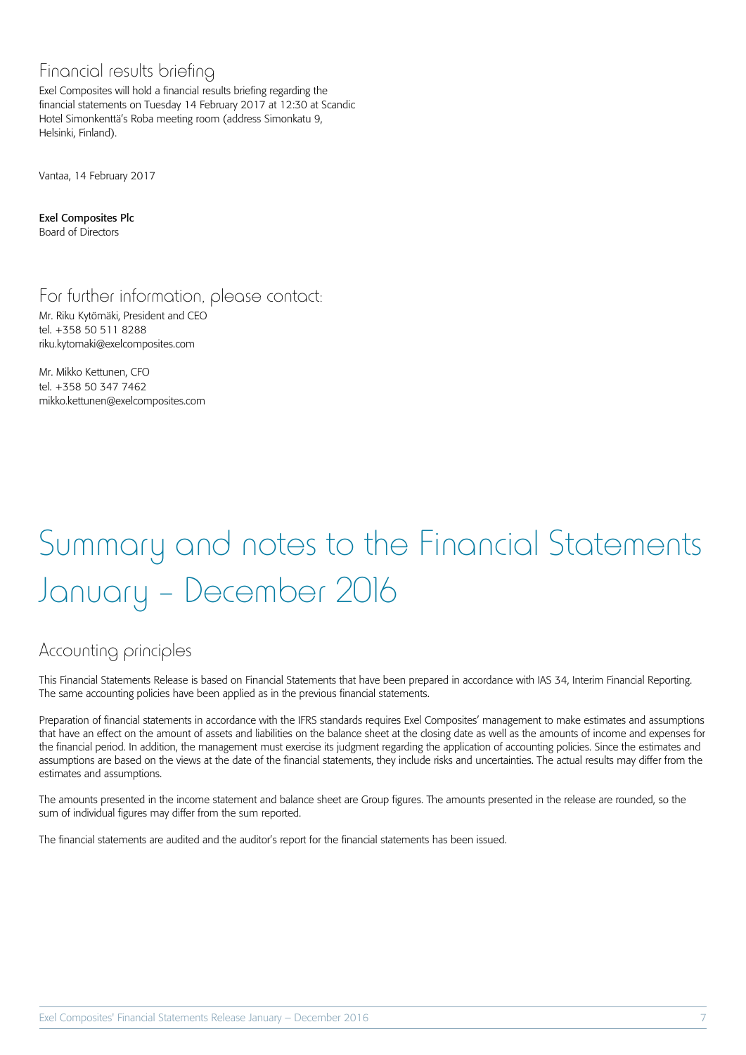## Financial results briefing

Exel Composites will hold a financial results briefing regarding the financial statements on Tuesday 14 February 2017 at 12:30 at Scandic Hotel Simonkenttä's Roba meeting room (address Simonkatu 9, Helsinki, Finland).

Vantaa, 14 February 2017

**Exel Composites Plc**
Board of Directors

## For further information, please contact:

Mr. Riku Kytömäki, President and CEO
tel. +358 50 511 8288
riku.kytomaki@exelcomposites.com

Mr. Mikko Kettunen, CFO
tel. +358 50 347 7462
mikko.kettunen@exelcomposites.com

# Summary and notes to the Financial Statements January – December 2016

## Accounting principles

This Financial Statements Release is based on Financial Statements that have been prepared in accordance with IAS 34, Interim Financial Reporting. The same accounting policies have been applied as in the previous financial statements.

Preparation of financial statements in accordance with the IFRS standards requires Exel Composites' management to make estimates and assumptions that have an effect on the amount of assets and liabilities on the balance sheet at the closing date as well as the amounts of income and expenses for the financial period. In addition, the management must exercise its judgment regarding the application of accounting policies. Since the estimates and assumptions are based on the views at the date of the financial statements, they include risks and uncertainties. The actual results may differ from the estimates and assumptions.

The amounts presented in the income statement and balance sheet are Group figures. The amounts presented in the release are rounded, so the sum of individual figures may differ from the sum reported.

The financial statements are audited and the auditor's report for the financial statements has been issued.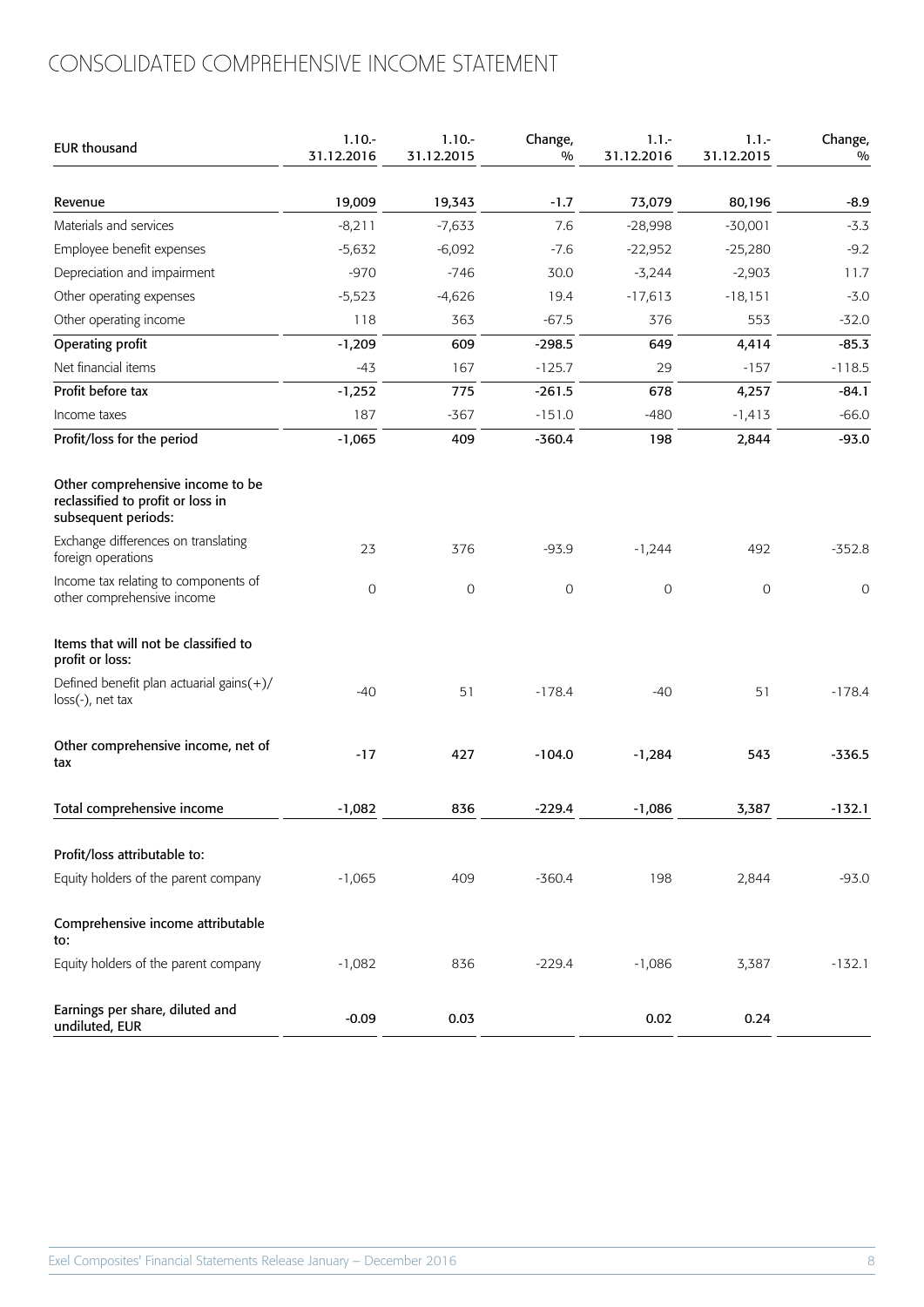# CONSOLIDATED COMPREHENSIVE INCOME STATEMENT

| EUR thousand | 1.10.- 31.12.2016 | 1.10.- 31.12.2015 | Change, % | 1.1.- 31.12.2016 | 1.1.- 31.12.2015 | Change, % |
|---|---|---|---|---|---|---|
| **Revenue** | **19,009** | **19,343** | **-1.7** | **73,079** | **80,196** | **-8.9** |
| Materials and services | -8,211 | -7,633 | 7.6 | -28,998 | -30,001 | -3.3 |
| Employee benefit expenses | -5,632 | -6,092 | -7.6 | -22,952 | -25,280 | -9.2 |
| Depreciation and impairment | -970 | -746 | 30.0 | -3,244 | -2,903 | 11.7 |
| Other operating expenses | -5,523 | -4,626 | 19.4 | -17,613 | -18,151 | -3.0 |
| Other operating income | 118 | 363 | -67.5 | 376 | 553 | -32.0 |
| **Operating profit** | **-1,209** | **609** | **-298.5** | **649** | **4,414** | **-85.3** |
| Net financial items | -43 | 167 | -125.7 | 29 | -157 | -118.5 |
| **Profit before tax** | **-1,252** | **775** | **-261.5** | **678** | **4,257** | **-84.1** |
| Income taxes | 187 | -367 | -151.0 | -480 | -1,413 | -66.0 |
| **Profit/loss for the period** | **-1,065** | **409** | **-360.4** | **198** | **2,844** | **-93.0** |
| **Other comprehensive income to be reclassified to profit or loss in subsequent periods:** | | | | | | |
| Exchange differences on translating foreign operations | 23 | 376 | -93.9 | -1,244 | 492 | -352.8 |
| Income tax relating to components of other comprehensive income | 0 | 0 | 0 | 0 | 0 | 0 |
| **Items that will not be classified to profit or loss:** | | | | | | |
| Defined benefit plan actuarial gains(+)/ loss(-), net tax | -40 | 51 | -178.4 | -40 | 51 | -178.4 |
| **Other comprehensive income, net of tax** | **-17** | **427** | **-104.0** | **-1,284** | **543** | **-336.5** |
| **Total comprehensive income** | **-1,082** | **836** | **-229.4** | **-1,086** | **3,387** | **-132.1** |
| **Profit/loss attributable to:** | | | | | | |
| Equity holders of the parent company | -1,065 | 409 | -360.4 | 198 | 2,844 | -93.0 |
| **Comprehensive income attributable to:** | | | | | | |
| Equity holders of the parent company | -1,082 | 836 | -229.4 | -1,086 | 3,387 | -132.1 |
| **Earnings per share, diluted and undiluted, EUR** | **-0.09** | **0.03** | | **0.02** | **0.24** | |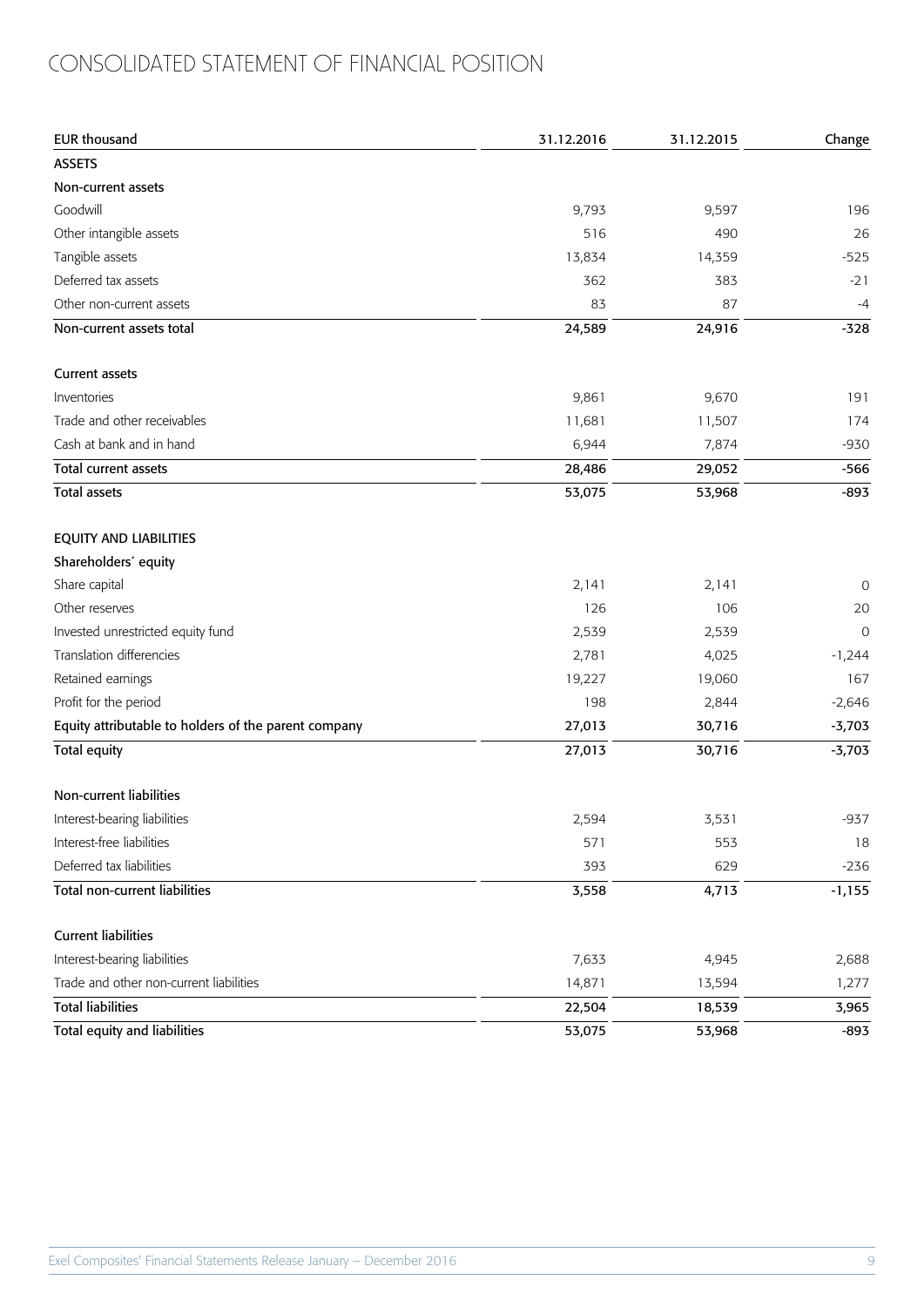# CONSOLIDATED STATEMENT OF FINANCIAL POSITION

| EUR thousand | 31.12.2016 | 31.12.2015 | Change |
|---|---|---|---|
| **ASSETS** | | | |
| **Non-current assets** | | | |
| Goodwill | 9,793 | 9,597 | 196 |
| Other intangible assets | 516 | 490 | 26 |
| Tangible assets | 13,834 | 14,359 | -525 |
| Deferred tax assets | 362 | 383 | -21 |
| Other non-current assets | 83 | 87 | -4 |
| **Non-current assets total** | **24,589** | **24,916** | **-328** |
| | | | |
| **Current assets** | | | |
| Inventories | 9,861 | 9,670 | 191 |
| Trade and other receivables | 11,681 | 11,507 | 174 |
| Cash at bank and in hand | 6,944 | 7,874 | -930 |
| **Total current assets** | **28,486** | **29,052** | **-566** |
| **Total assets** | **53,075** | **53,968** | **-893** |
| | | | |
| **EQUITY AND LIABILITIES** | | | |
| **Shareholders´ equity** | | | |
| Share capital | 2,141 | 2,141 | 0 |
| Other reserves | 126 | 106 | 20 |
| Invested unrestricted equity fund | 2,539 | 2,539 | 0 |
| Translation differencies | 2,781 | 4,025 | -1,244 |
| Retained earnings | 19,227 | 19,060 | 167 |
| Profit for the period | 198 | 2,844 | -2,646 |
| **Equity attributable to holders of the parent company** | **27,013** | **30,716** | **-3,703** |
| **Total equity** | **27,013** | **30,716** | **-3,703** |
| | | | |
| **Non-current liabilities** | | | |
| Interest-bearing liabilities | 2,594 | 3,531 | -937 |
| Interest-free liabilities | 571 | 553 | 18 |
| Deferred tax liabilities | 393 | 629 | -236 |
| **Total non-current liabilities** | **3,558** | **4,713** | **-1,155** |
| | | | |
| **Current liabilities** | | | |
| Interest-bearing liabilities | 7,633 | 4,945 | 2,688 |
| Trade and other non-current liabilities | 14,871 | 13,594 | 1,277 |
| **Total liabilities** | **22,504** | **18,539** | **3,965** |
| **Total equity and liabilities** | **53,075** | **53,968** | **-893** |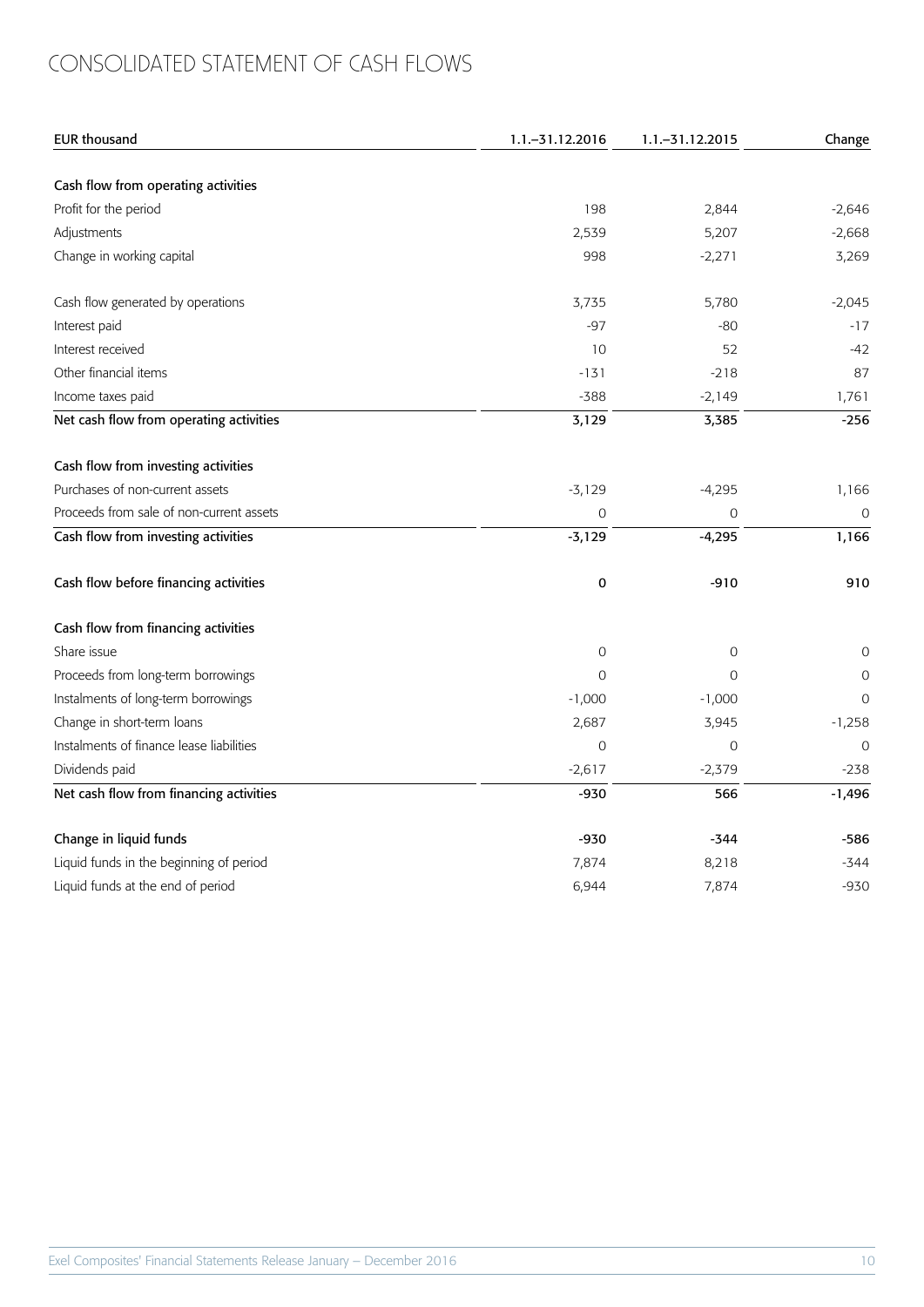# CONSOLIDATED STATEMENT OF CASH FLOWS

| EUR thousand | 1.1.–31.12.2016 | 1.1.–31.12.2015 | Change |
|---|---|---|---|
| **Cash flow from operating activities** | | | |
| Profit for the period | 198 | 2,844 | -2,646 |
| Adjustments | 2,539 | 5,207 | -2,668 |
| Change in working capital | 998 | -2,271 | 3,269 |
| Cash flow generated by operations | 3,735 | 5,780 | -2,045 |
| Interest paid | -97 | -80 | -17 |
| Interest received | 10 | 52 | -42 |
| Other financial items | -131 | -218 | 87 |
| Income taxes paid | -388 | -2,149 | 1,761 |
| **Net cash flow from operating activities** | **3,129** | **3,385** | **-256** |
| **Cash flow from investing activities** | | | |
| Purchases of non-current assets | -3,129 | -4,295 | 1,166 |
| Proceeds from sale of non-current assets | 0 | 0 | 0 |
| **Cash flow from investing activities** | **-3,129** | **-4,295** | **1,166** |
| **Cash flow before financing activities** | **0** | **-910** | **910** |
| **Cash flow from financing activities** | | | |
| Share issue | 0 | 0 | 0 |
| Proceeds from long-term borrowings | 0 | 0 | 0 |
| Instalments of long-term borrowings | -1,000 | -1,000 | 0 |
| Change in short-term loans | 2,687 | 3,945 | -1,258 |
| Instalments of finance lease liabilities | 0 | 0 | 0 |
| Dividends paid | -2,617 | -2,379 | -238 |
| **Net cash flow from financing activities** | **-930** | **566** | **-1,496** |
| **Change in liquid funds** | **-930** | **-344** | **-586** |
| Liquid funds in the beginning of period | 7,874 | 8,218 | -344 |
| Liquid funds at the end of period | 6,944 | 7,874 | -930 |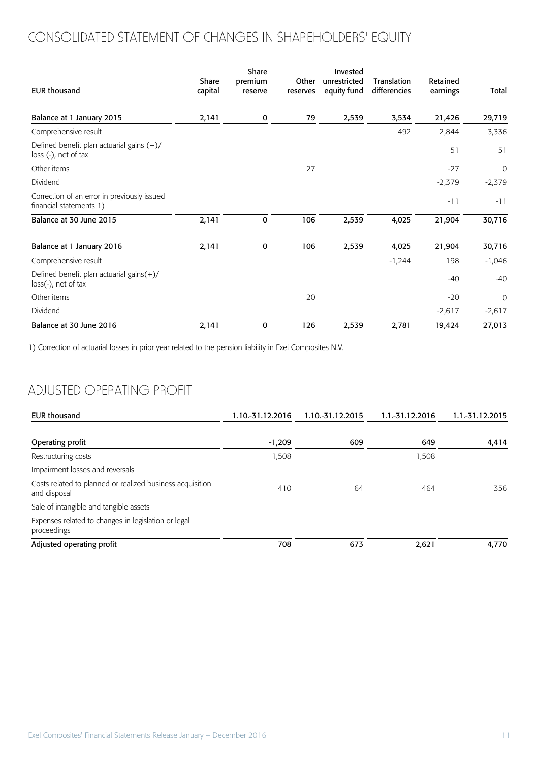## CONSOLIDATED STATEMENT OF CHANGES IN SHAREHOLDERS' EQUITY

| EUR thousand | Share capital | Share premium reserve | Other reserves | Invested unrestricted equity fund | Translation differencies | Retained earnings | Total |
|---|---|---|---|---|---|---|---|
| **Balance at 1 January 2015** | 2,141 | 0 | 79 | 2,539 | 3,534 | 21,426 | 29,719 |
| Comprehensive result | | | | | 492 | 2,844 | 3,336 |
| Defined benefit plan actuarial gains (+)/ loss (-), net of tax | | | | | | 51 | 51 |
| Other items | | | 27 | | | -27 | 0 |
| Dividend | | | | | | -2,379 | -2,379 |
| Correction of an error in previously issued financial statements 1) | | | | | | -11 | -11 |
| **Balance at 30 June 2015** | 2,141 | 0 | 106 | 2,539 | 4,025 | 21,904 | 30,716 |
| **Balance at 1 January 2016** | 2,141 | 0 | 106 | 2,539 | 4,025 | 21,904 | 30,716 |
| Comprehensive result | | | | | -1,244 | 198 | -1,046 |
| Defined benefit plan actuarial gains(+)/ loss(-), net of tax | | | | | | -40 | -40 |
| Other items | | | 20 | | | -20 | 0 |
| Dividend | | | | | | -2,617 | -2,617 |
| **Balance at 30 June 2016** | 2,141 | 0 | 126 | 2,539 | 2,781 | 19,424 | 27,013 |

1) Correction of actuarial losses in prior year related to the pension liability in Exel Composites N.V.

## ADJUSTED OPERATING PROFIT

| EUR thousand | 1.10.-31.12.2016 | 1.10.-31.12.2015 | 1.1.-31.12.2016 | 1.1.-31.12.2015 |
|---|---|---|---|---|
| **Operating profit** | -1,209 | 609 | 649 | 4,414 |
| Restructuring costs | 1,508 | | 1,508 | |
| Impairment losses and reversals | | | | |
| Costs related to planned or realized business acquisition and disposal | 410 | 64 | 464 | 356 |
| Sale of intangible and tangible assets | | | | |
| Expenses related to changes in legislation or legal proceedings | | | | |
| **Adjusted operating profit** | 708 | 673 | 2,621 | 4,770 |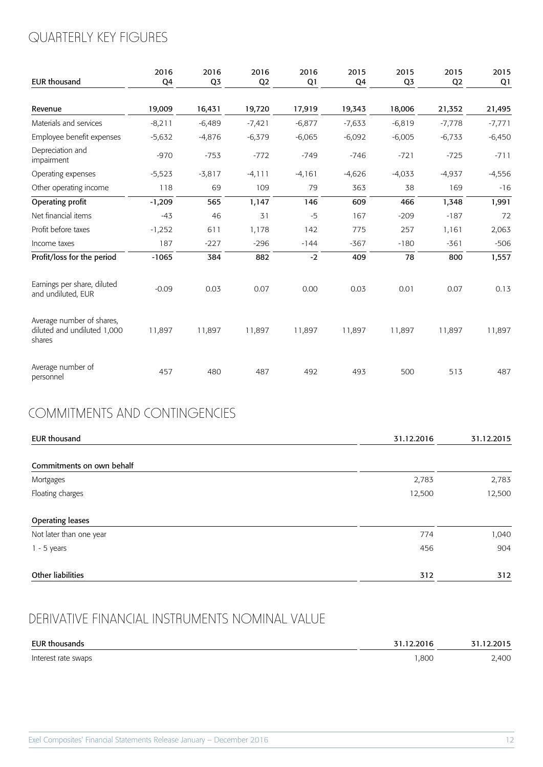## QUARTERLY KEY FIGURES

| EUR thousand | 2016 Q4 | 2016 Q3 | 2016 Q2 | 2016 Q1 | 2015 Q4 | 2015 Q3 | 2015 Q2 | 2015 Q1 |
|---|---|---|---|---|---|---|---|---|
| **Revenue** | **19,009** | **16,431** | **19,720** | **17,919** | **19,343** | **18,006** | **21,352** | **21,495** |
| Materials and services | -8,211 | -6,489 | -7,421 | -6,877 | -7,633 | -6,819 | -7,778 | -7,771 |
| Employee benefit expenses | -5,632 | -4,876 | -6,379 | -6,065 | -6,092 | -6,005 | -6,733 | -6,450 |
| Depreciation and impairment | -970 | -753 | -772 | -749 | -746 | -721 | -725 | -711 |
| Operating expenses | -5,523 | -3,817 | -4,111 | -4,161 | -4,626 | -4,033 | -4,937 | -4,556 |
| Other operating income | 118 | 69 | 109 | 79 | 363 | 38 | 169 | -16 |
| **Operating profit** | **-1,209** | **565** | **1,147** | **146** | **609** | **466** | **1,348** | **1,991** |
| Net financial items | -43 | 46 | 31 | -5 | 167 | -209 | -187 | 72 |
| Profit before taxes | -1,252 | 611 | 1,178 | 142 | 775 | 257 | 1,161 | 2,063 |
| Income taxes | 187 | -227 | -296 | -144 | -367 | -180 | -361 | -506 |
| **Profit/loss for the period** | **-1065** | **384** | **882** | **-2** | **409** | **78** | **800** | **1,557** |
| Earnings per share, diluted and undiluted, EUR | -0.09 | 0.03 | 0.07 | 0.00 | 0.03 | 0.01 | 0.07 | 0.13 |
| Average number of shares, diluted and undiluted 1,000 shares | 11,897 | 11,897 | 11,897 | 11,897 | 11,897 | 11,897 | 11,897 | 11,897 |
| Average number of personnel | 457 | 480 | 487 | 492 | 493 | 500 | 513 | 487 |

## COMMITMENTS AND CONTINGENCIES

| EUR thousand | 31.12.2016 | 31.12.2015 |
|---|---|---|
| **Commitments on own behalf** | | |
| Mortgages | 2,783 | 2,783 |
| Floating charges | 12,500 | 12,500 |
| **Operating leases** | | |
| Not later than one year | 774 | 1,040 |
| 1 - 5 years | 456 | 904 |
| **Other liabilities** | **312** | **312** |

## DERIVATIVE FINANCIAL INSTRUMENTS NOMINAL VALUE

| EUR thousands | 31.12.2016 | 31.12.2015 |
|---|---|---|
| Interest rate swaps | 1,800 | 2,400 |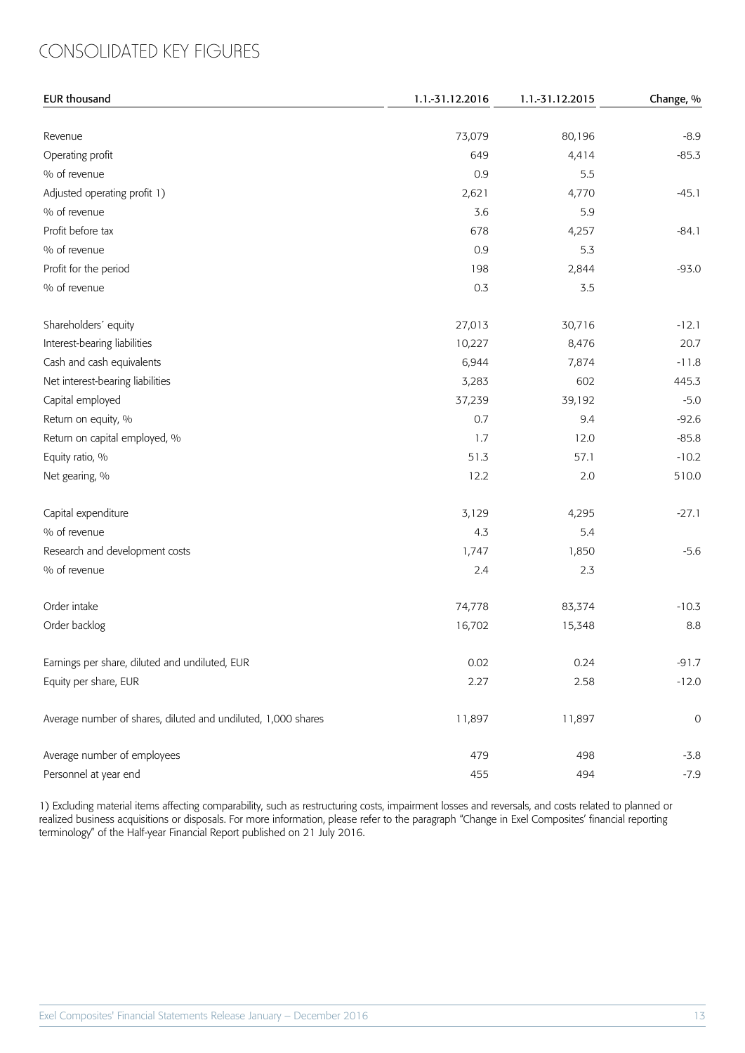# CONSOLIDATED KEY FIGURES

| EUR thousand | 1.1.-31.12.2016 | 1.1.-31.12.2015 | Change, % |
|---|---|---|---|
| Revenue | 73,079 | 80,196 | -8.9 |
| Operating profit | 649 | 4,414 | -85.3 |
| % of revenue | 0.9 | 5.5 | |
| Adjusted operating profit 1) | 2,621 | 4,770 | -45.1 |
| % of revenue | 3.6 | 5.9 | |
| Profit before tax | 678 | 4,257 | -84.1 |
| % of revenue | 0.9 | 5.3 | |
| Profit for the period | 198 | 2,844 | -93.0 |
| % of revenue | 0.3 | 3.5 | |
| Shareholders´ equity | 27,013 | 30,716 | -12.1 |
| Interest-bearing liabilities | 10,227 | 8,476 | 20.7 |
| Cash and cash equivalents | 6,944 | 7,874 | -11.8 |
| Net interest-bearing liabilities | 3,283 | 602 | 445.3 |
| Capital employed | 37,239 | 39,192 | -5.0 |
| Return on equity, % | 0.7 | 9.4 | -92.6 |
| Return on capital employed, % | 1.7 | 12.0 | -85.8 |
| Equity ratio, % | 51.3 | 57.1 | -10.2 |
| Net gearing, % | 12.2 | 2.0 | 510.0 |
| Capital expenditure | 3,129 | 4,295 | -27.1 |
| % of revenue | 4.3 | 5.4 | |
| Research and development costs | 1,747 | 1,850 | -5.6 |
| % of revenue | 2.4 | 2.3 | |
| Order intake | 74,778 | 83,374 | -10.3 |
| Order backlog | 16,702 | 15,348 | 8.8 |
| Earnings per share, diluted and undiluted, EUR | 0.02 | 0.24 | -91.7 |
| Equity per share, EUR | 2.27 | 2.58 | -12.0 |
| Average number of shares, diluted and undiluted, 1,000 shares | 11,897 | 11,897 | 0 |
| Average number of employees | 479 | 498 | -3.8 |
| Personnel at year end | 455 | 494 | -7.9 |

1) Excluding material items affecting comparability, such as restructuring costs, impairment losses and reversals, and costs related to planned or realized business acquisitions or disposals. For more information, please refer to the paragraph "Change in Exel Composites' financial reporting terminology" of the Half-year Financial Report published on 21 July 2016.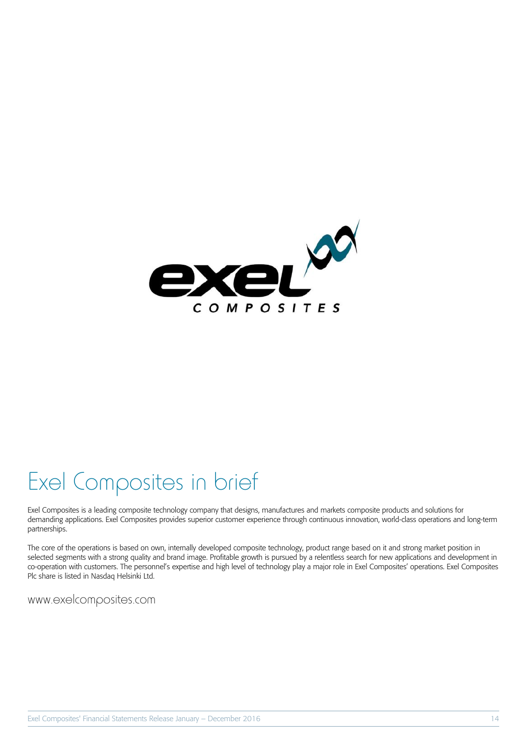# Exel Composites in brief

Exel Composites is a leading composite technology company that designs, manufactures and markets composite products and solutions for demanding applications. Exel Composites provides superior customer experience through continuous innovation, world-class operations and long-term partnerships.

The core of the operations is based on own, internally developed composite technology, product range based on it and strong market position in selected segments with a strong quality and brand image. Profitable growth is pursued by a relentless search for new applications and development in co-operation with customers. The personnel's expertise and high level of technology play a major role in Exel Composites' operations. Exel Composites Plc share is listed in Nasdaq Helsinki Ltd.

www.exelcomposites.com